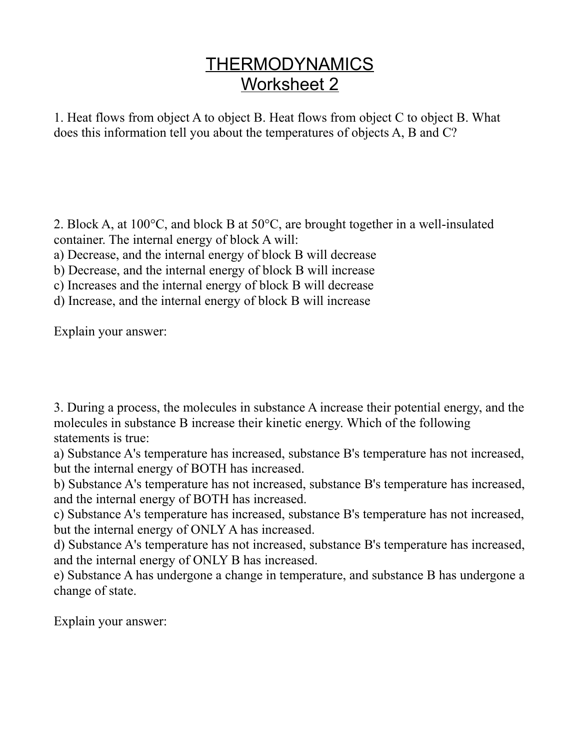# THERMODYNAMICS
## Worksheet 2

1. Heat flows from object A to object B. Heat flows from object C to object B. What does this information tell you about the temperatures of objects A, B and C?

2. Block A, at 100°C, and block B at 50°C, are brought together in a well-insulated container. The internal energy of block A will:

a) Decrease, and the internal energy of block B will decrease
b) Decrease, and the internal energy of block B will increase
c) Increases and the internal energy of block B will decrease
d) Increase, and the internal energy of block B will increase

Explain your answer:

3. During a process, the molecules in substance A increase their potential energy, and the molecules in substance B increase their kinetic energy. Which of the following statements is true:

a) Substance A's temperature has increased, substance B's temperature has not increased, but the internal energy of BOTH has increased.
b) Substance A's temperature has not increased, substance B's temperature has increased, and the internal energy of BOTH has increased.
c) Substance A's temperature has increased, substance B's temperature has not increased, but the internal energy of ONLY A has increased.
d) Substance A's temperature has not increased, substance B's temperature has increased, and the internal energy of ONLY B has increased.
e) Substance A has undergone a change in temperature, and substance B has undergone a change of state.

Explain your answer: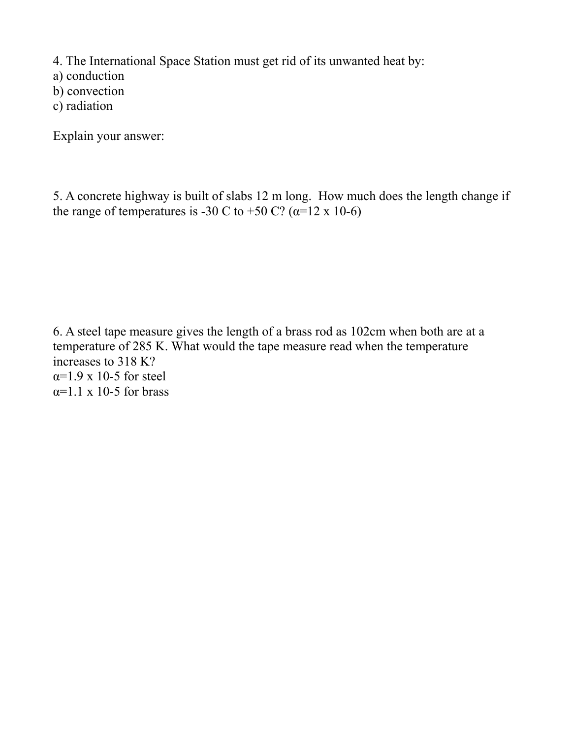4. The International Space Station must get rid of its unwanted heat by:
a) conduction
b) convection
c) radiation

Explain your answer:

5. A concrete highway is built of slabs 12 m long. How much does the length change if the range of temperatures is -30 C to +50 C? ($\alpha$=12 x 10-6)

6. A steel tape measure gives the length of a brass rod as 102cm when both are at a temperature of 285 K. What would the tape measure read when the temperature increases to 318 K?
$\alpha$=1.9 x 10-5 for steel
$\alpha$=1.1 x 10-5 for brass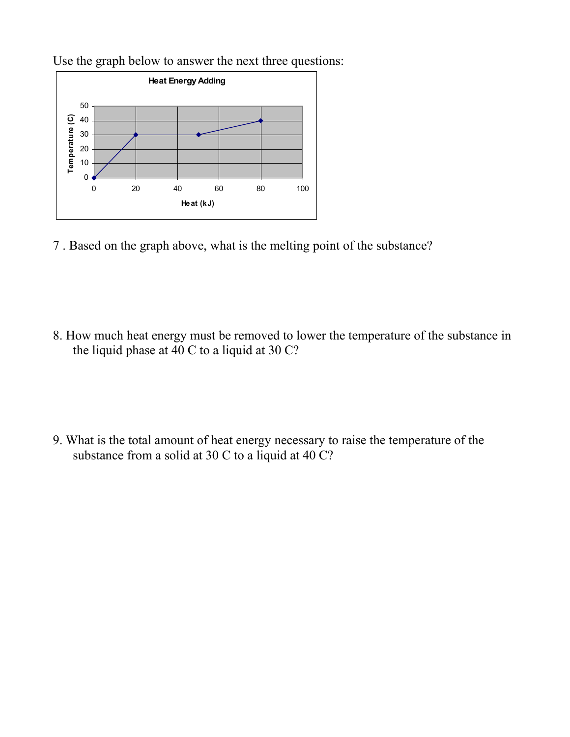Use the graph below to answer the next three questions:

Heat Energy Adding

Temperature (C)

50
40
30
20
10
0

0 20 40 60 80 100

Heat (kJ)

7 . Based on the graph above, what is the melting point of the substance?

8. How much heat energy must be removed to lower the temperature of the substance in the liquid phase at 40 C to a liquid at 30 C?

9. What is the total amount of heat energy necessary to raise the temperature of the substance from a solid at 30 C to a liquid at 40 C?